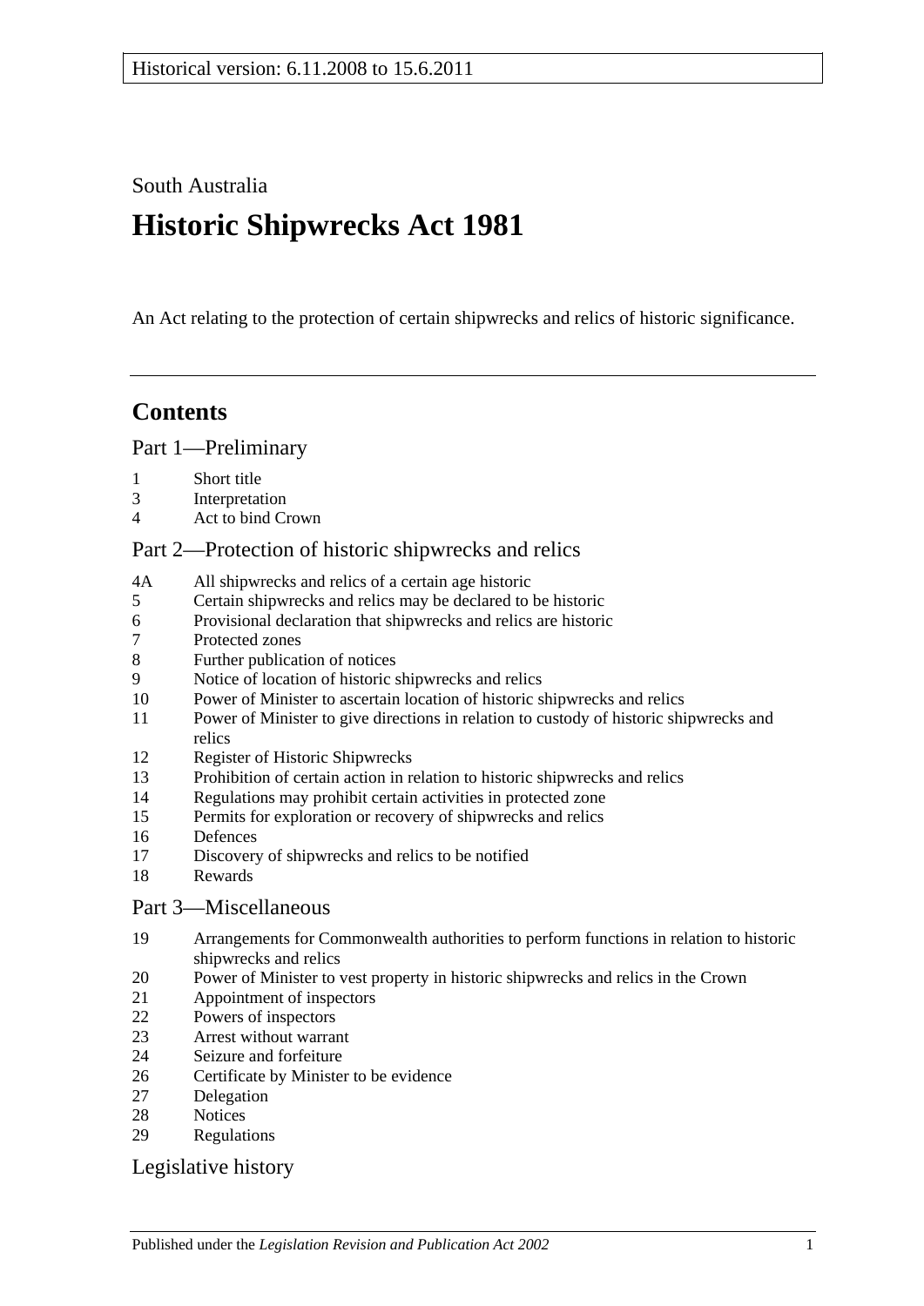Historical version: 6.11.2008 to 15.6.2011

South Australia

# Historic Shipwrecks Act 1981

An Act relating to the protection of certain shipwrecks and relics of historic significance.

---

## Contents

### Part 1—Preliminary

1 Short title
3 Interpretation
4 Act to bind Crown

### Part 2—Protection of historic shipwrecks and relics

4A All shipwrecks and relics of a certain age historic
5 Certain shipwrecks and relics may be declared to be historic
6 Provisional declaration that shipwrecks and relics are historic
7 Protected zones
8 Further publication of notices
9 Notice of location of historic shipwrecks and relics
10 Power of Minister to ascertain location of historic shipwrecks and relics
11 Power of Minister to give directions in relation to custody of historic shipwrecks and relics
12 Register of Historic Shipwrecks
13 Prohibition of certain action in relation to historic shipwrecks and relics
14 Regulations may prohibit certain activities in protected zone
15 Permits for exploration or recovery of shipwrecks and relics
16 Defences
17 Discovery of shipwrecks and relics to be notified
18 Rewards

### Part 3—Miscellaneous

19 Arrangements for Commonwealth authorities to perform functions in relation to historic shipwrecks and relics
20 Power of Minister to vest property in historic shipwrecks and relics in the Crown
21 Appointment of inspectors
22 Powers of inspectors
23 Arrest without warrant
24 Seizure and forfeiture
26 Certificate by Minister to be evidence
27 Delegation
28 Notices
29 Regulations

### Legislative history

Published under the *Legislation Revision and Publication Act 2002*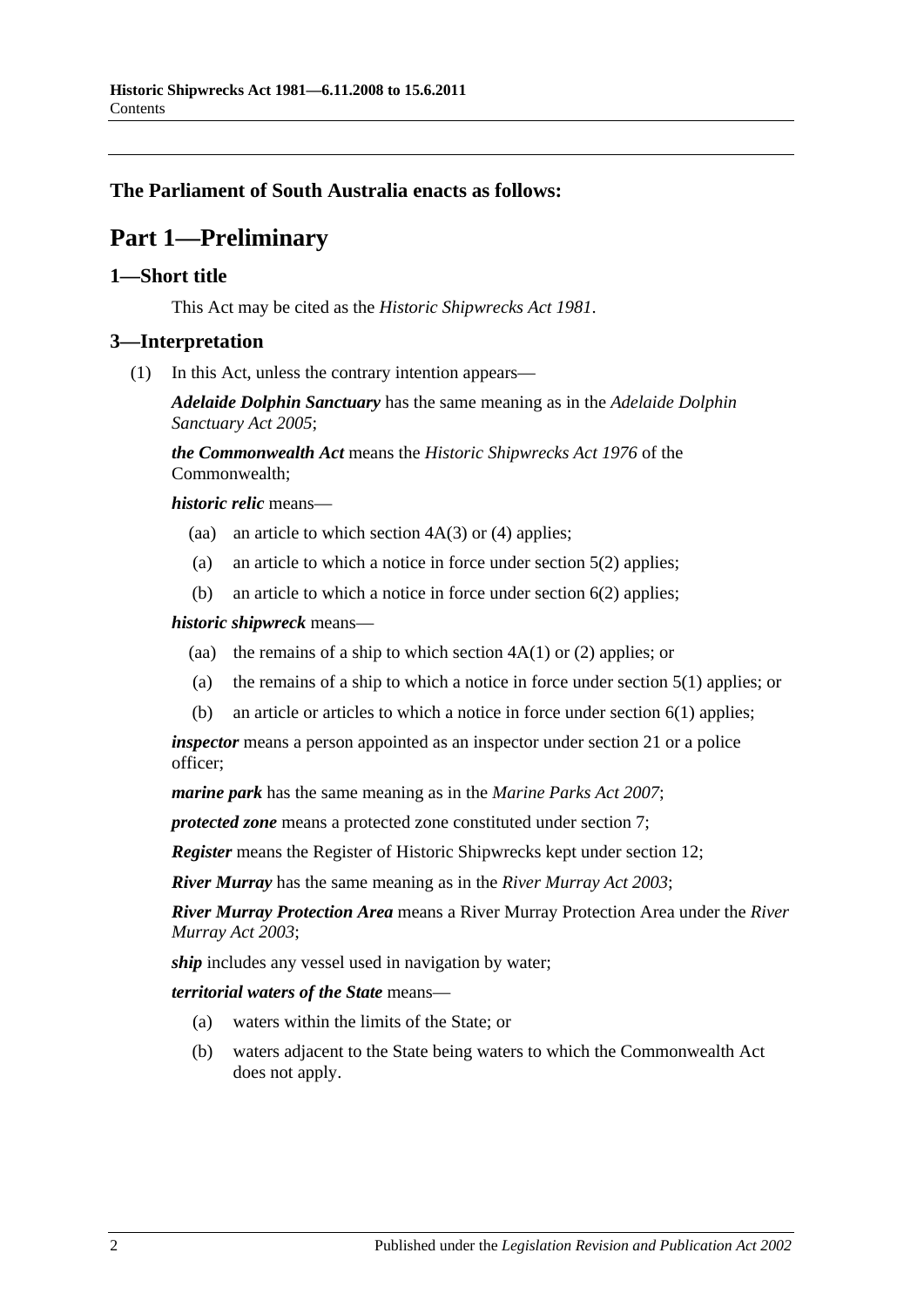**The Parliament of South Australia enacts as follows:**

# Part 1—Preliminary

## 1—Short title

This Act may be cited as the *Historic Shipwrecks Act 1981*.

## 3—Interpretation

(1) In this Act, unless the contrary intention appears—

***Adelaide Dolphin Sanctuary*** has the same meaning as in the *Adelaide Dolphin Sanctuary Act 2005*;

***the Commonwealth Act*** means the *Historic Shipwrecks Act 1976* of the Commonwealth;

***historic relic*** means—

- (aa) an article to which section 4A(3) or (4) applies;
- (a) an article to which a notice in force under section 5(2) applies;
- (b) an article to which a notice in force under section 6(2) applies;

***historic shipwreck*** means—

- (aa) the remains of a ship to which section 4A(1) or (2) applies; or
- (a) the remains of a ship to which a notice in force under section 5(1) applies; or
- (b) an article or articles to which a notice in force under section 6(1) applies;

***inspector*** means a person appointed as an inspector under section 21 or a police officer;

***marine park*** has the same meaning as in the *Marine Parks Act 2007*;

***protected zone*** means a protected zone constituted under section 7;

***Register*** means the Register of Historic Shipwrecks kept under section 12;

***River Murray*** has the same meaning as in the *River Murray Act 2003*;

***River Murray Protection Area*** means a River Murray Protection Area under the *River Murray Act 2003*;

***ship*** includes any vessel used in navigation by water;

***territorial waters of the State*** means—

- (a) waters within the limits of the State; or
- (b) waters adjacent to the State being waters to which the Commonwealth Act does not apply.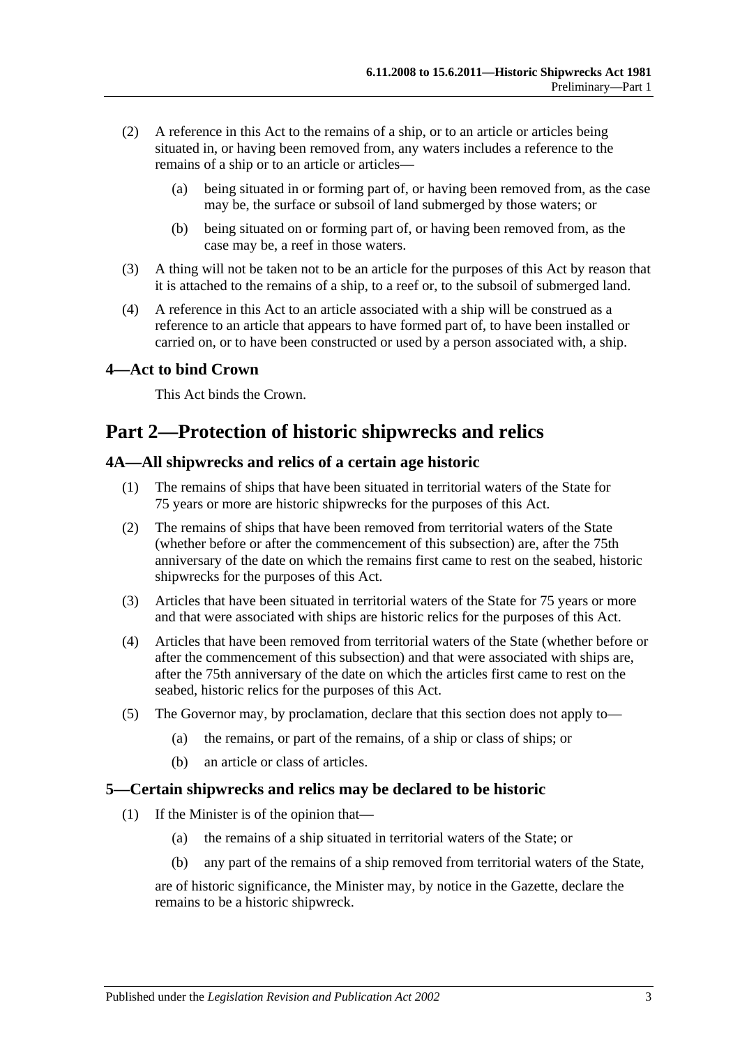(2) A reference in this Act to the remains of a ship, or to an article or articles being situated in, or having been removed from, any waters includes a reference to the remains of a ship or to an article or articles—

(a) being situated in or forming part of, or having been removed from, as the case may be, the surface or subsoil of land submerged by those waters; or

(b) being situated on or forming part of, or having been removed from, as the case may be, a reef in those waters.

(3) A thing will not be taken not to be an article for the purposes of this Act by reason that it is attached to the remains of a ship, to a reef or, to the subsoil of submerged land.

(4) A reference in this Act to an article associated with a ship will be construed as a reference to an article that appears to have formed part of, to have been installed or carried on, or to have been constructed or used by a person associated with, a ship.

### 4—Act to bind Crown

This Act binds the Crown.

## Part 2—Protection of historic shipwrecks and relics

### 4A—All shipwrecks and relics of a certain age historic

(1) The remains of ships that have been situated in territorial waters of the State for 75 years or more are historic shipwrecks for the purposes of this Act.

(2) The remains of ships that have been removed from territorial waters of the State (whether before or after the commencement of this subsection) are, after the 75th anniversary of the date on which the remains first came to rest on the seabed, historic shipwrecks for the purposes of this Act.

(3) Articles that have been situated in territorial waters of the State for 75 years or more and that were associated with ships are historic relics for the purposes of this Act.

(4) Articles that have been removed from territorial waters of the State (whether before or after the commencement of this subsection) and that were associated with ships are, after the 75th anniversary of the date on which the articles first came to rest on the seabed, historic relics for the purposes of this Act.

(5) The Governor may, by proclamation, declare that this section does not apply to—

(a) the remains, or part of the remains, of a ship or class of ships; or

(b) an article or class of articles.

### 5—Certain shipwrecks and relics may be declared to be historic

(1) If the Minister is of the opinion that—

(a) the remains of a ship situated in territorial waters of the State; or

(b) any part of the remains of a ship removed from territorial waters of the State,

are of historic significance, the Minister may, by notice in the Gazette, declare the remains to be a historic shipwreck.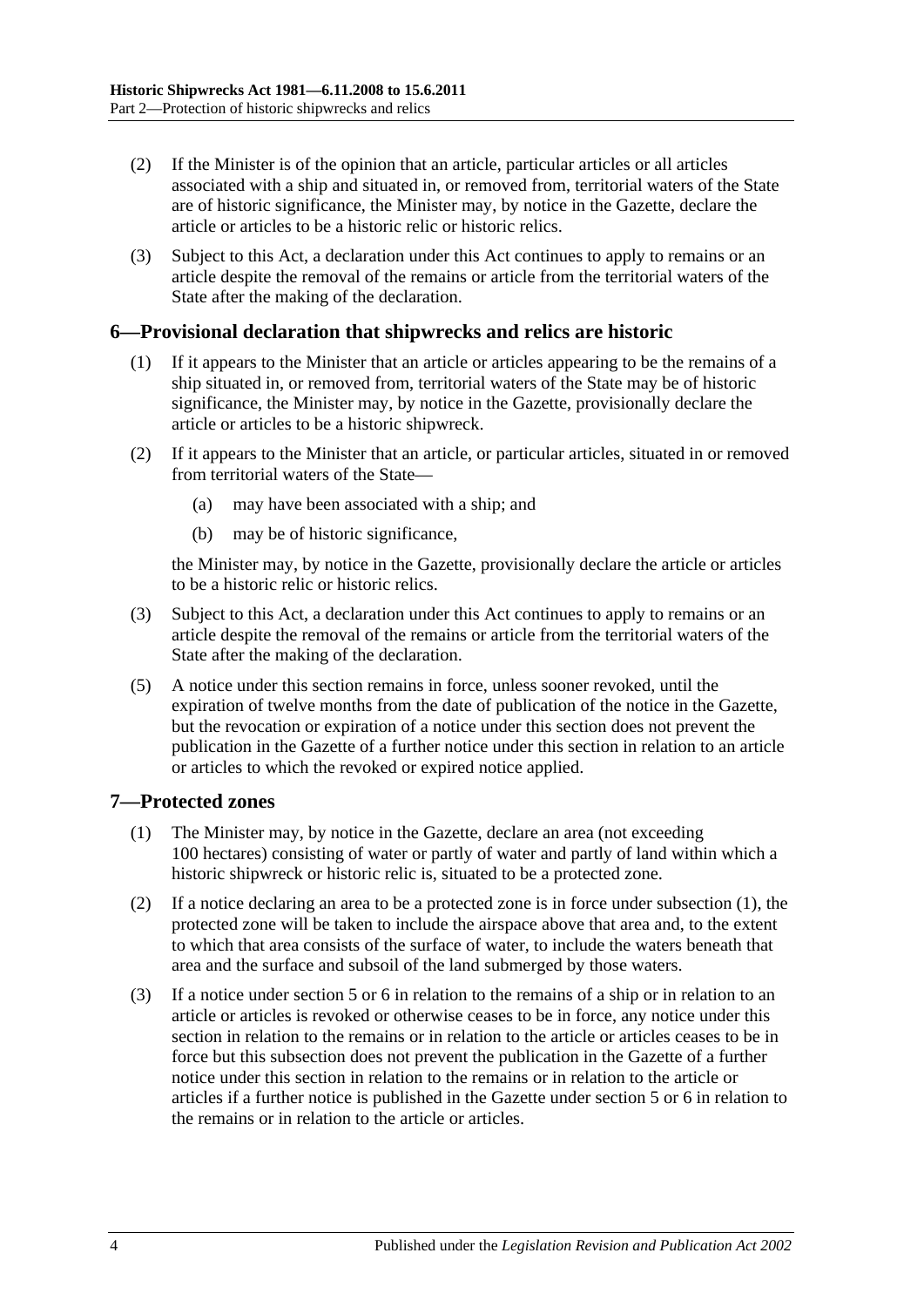(2) If the Minister is of the opinion that an article, particular articles or all articles associated with a ship and situated in, or removed from, territorial waters of the State are of historic significance, the Minister may, by notice in the Gazette, declare the article or articles to be a historic relic or historic relics.

(3) Subject to this Act, a declaration under this Act continues to apply to remains or an article despite the removal of the remains or article from the territorial waters of the State after the making of the declaration.

## 6—Provisional declaration that shipwrecks and relics are historic

(1) If it appears to the Minister that an article or articles appearing to be the remains of a ship situated in, or removed from, territorial waters of the State may be of historic significance, the Minister may, by notice in the Gazette, provisionally declare the article or articles to be a historic shipwreck.

(2) If it appears to the Minister that an article, or particular articles, situated in or removed from territorial waters of the State—

(a) may have been associated with a ship; and

(b) may be of historic significance,

the Minister may, by notice in the Gazette, provisionally declare the article or articles to be a historic relic or historic relics.

(3) Subject to this Act, a declaration under this Act continues to apply to remains or an article despite the removal of the remains or article from the territorial waters of the State after the making of the declaration.

(5) A notice under this section remains in force, unless sooner revoked, until the expiration of twelve months from the date of publication of the notice in the Gazette, but the revocation or expiration of a notice under this section does not prevent the publication in the Gazette of a further notice under this section in relation to an article or articles to which the revoked or expired notice applied.

## 7—Protected zones

(1) The Minister may, by notice in the Gazette, declare an area (not exceeding 100 hectares) consisting of water or partly of water and partly of land within which a historic shipwreck or historic relic is, situated to be a protected zone.

(2) If a notice declaring an area to be a protected zone is in force under subsection (1), the protected zone will be taken to include the airspace above that area and, to the extent to which that area consists of the surface of water, to include the waters beneath that area and the surface and subsoil of the land submerged by those waters.

(3) If a notice under section 5 or 6 in relation to the remains of a ship or in relation to an article or articles is revoked or otherwise ceases to be in force, any notice under this section in relation to the remains or in relation to the article or articles ceases to be in force but this subsection does not prevent the publication in the Gazette of a further notice under this section in relation to the remains or in relation to the article or articles if a further notice is published in the Gazette under section 5 or 6 in relation to the remains or in relation to the article or articles.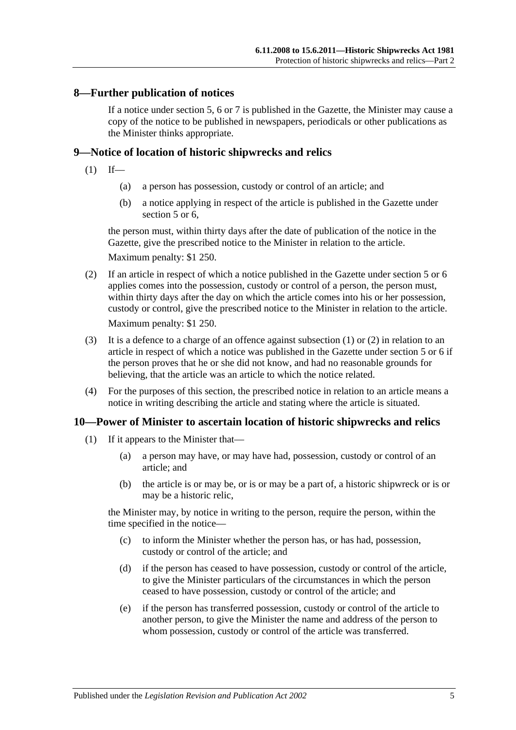## 8—Further publication of notices

If a notice under section 5, 6 or 7 is published in the Gazette, the Minister may cause a copy of the notice to be published in newspapers, periodicals or other publications as the Minister thinks appropriate.

## 9—Notice of location of historic shipwrecks and relics

(1) If—

(a) a person has possession, custody or control of an article; and

(b) a notice applying in respect of the article is published in the Gazette under section 5 or 6,

the person must, within thirty days after the date of publication of the notice in the Gazette, give the prescribed notice to the Minister in relation to the article.

Maximum penalty: $1 250.

(2) If an article in respect of which a notice published in the Gazette under section 5 or 6 applies comes into the possession, custody or control of a person, the person must, within thirty days after the day on which the article comes into his or her possession, custody or control, give the prescribed notice to the Minister in relation to the article.

Maximum penalty: $1 250.

(3) It is a defence to a charge of an offence against subsection (1) or (2) in relation to an article in respect of which a notice was published in the Gazette under section 5 or 6 if the person proves that he or she did not know, and had no reasonable grounds for believing, that the article was an article to which the notice related.

(4) For the purposes of this section, the prescribed notice in relation to an article means a notice in writing describing the article and stating where the article is situated.

## 10—Power of Minister to ascertain location of historic shipwrecks and relics

(1) If it appears to the Minister that—

(a) a person may have, or may have had, possession, custody or control of an article; and

(b) the article is or may be, or is or may be a part of, a historic shipwreck or is or may be a historic relic,

the Minister may, by notice in writing to the person, require the person, within the time specified in the notice—

(c) to inform the Minister whether the person has, or has had, possession, custody or control of the article; and

(d) if the person has ceased to have possession, custody or control of the article, to give the Minister particulars of the circumstances in which the person ceased to have possession, custody or control of the article; and

(e) if the person has transferred possession, custody or control of the article to another person, to give the Minister the name and address of the person to whom possession, custody or control of the article was transferred.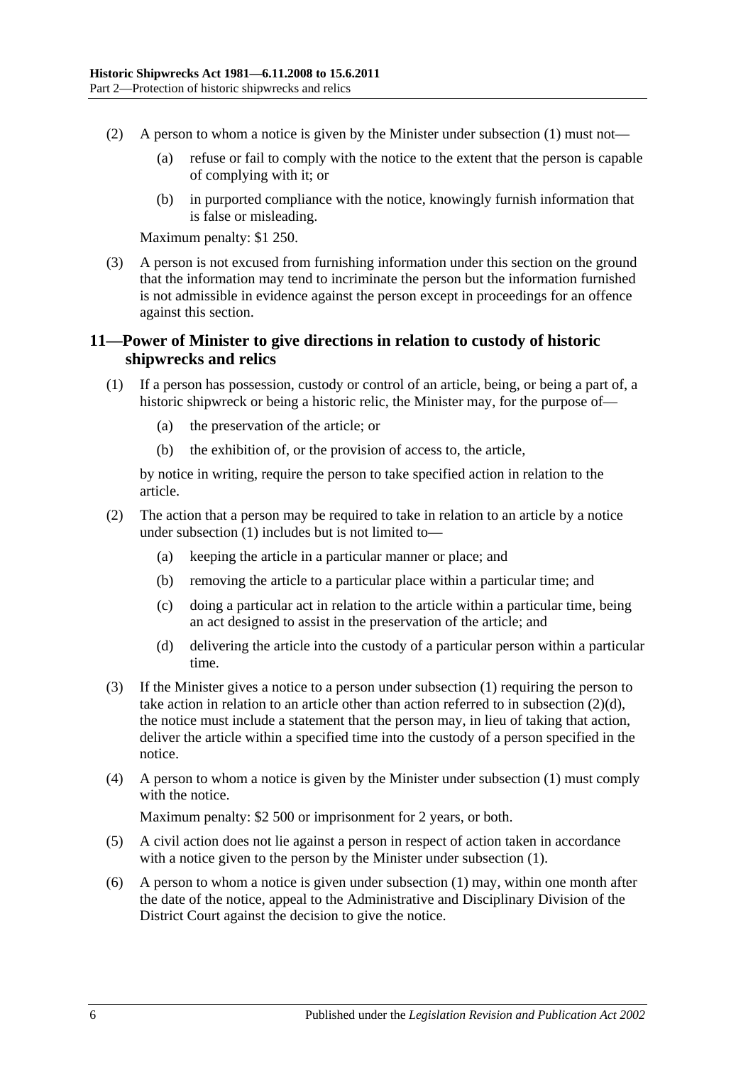(2) A person to whom a notice is given by the Minister under subsection (1) must not—

(a) refuse or fail to comply with the notice to the extent that the person is capable of complying with it; or

(b) in purported compliance with the notice, knowingly furnish information that is false or misleading.

Maximum penalty: $1 250.

(3) A person is not excused from furnishing information under this section on the ground that the information may tend to incriminate the person but the information furnished is not admissible in evidence against the person except in proceedings for an offence against this section.

## 11—Power of Minister to give directions in relation to custody of historic shipwrecks and relics

(1) If a person has possession, custody or control of an article, being, or being a part of, a historic shipwreck or being a historic relic, the Minister may, for the purpose of—

(a) the preservation of the article; or

(b) the exhibition of, or the provision of access to, the article,

by notice in writing, require the person to take specified action in relation to the article.

(2) The action that a person may be required to take in relation to an article by a notice under subsection (1) includes but is not limited to—

(a) keeping the article in a particular manner or place; and

(b) removing the article to a particular place within a particular time; and

(c) doing a particular act in relation to the article within a particular time, being an act designed to assist in the preservation of the article; and

(d) delivering the article into the custody of a particular person within a particular time.

(3) If the Minister gives a notice to a person under subsection (1) requiring the person to take action in relation to an article other than action referred to in subsection (2)(d), the notice must include a statement that the person may, in lieu of taking that action, deliver the article within a specified time into the custody of a person specified in the notice.

(4) A person to whom a notice is given by the Minister under subsection (1) must comply with the notice.

Maximum penalty: $2 500 or imprisonment for 2 years, or both.

(5) A civil action does not lie against a person in respect of action taken in accordance with a notice given to the person by the Minister under subsection (1).

(6) A person to whom a notice is given under subsection (1) may, within one month after the date of the notice, appeal to the Administrative and Disciplinary Division of the District Court against the decision to give the notice.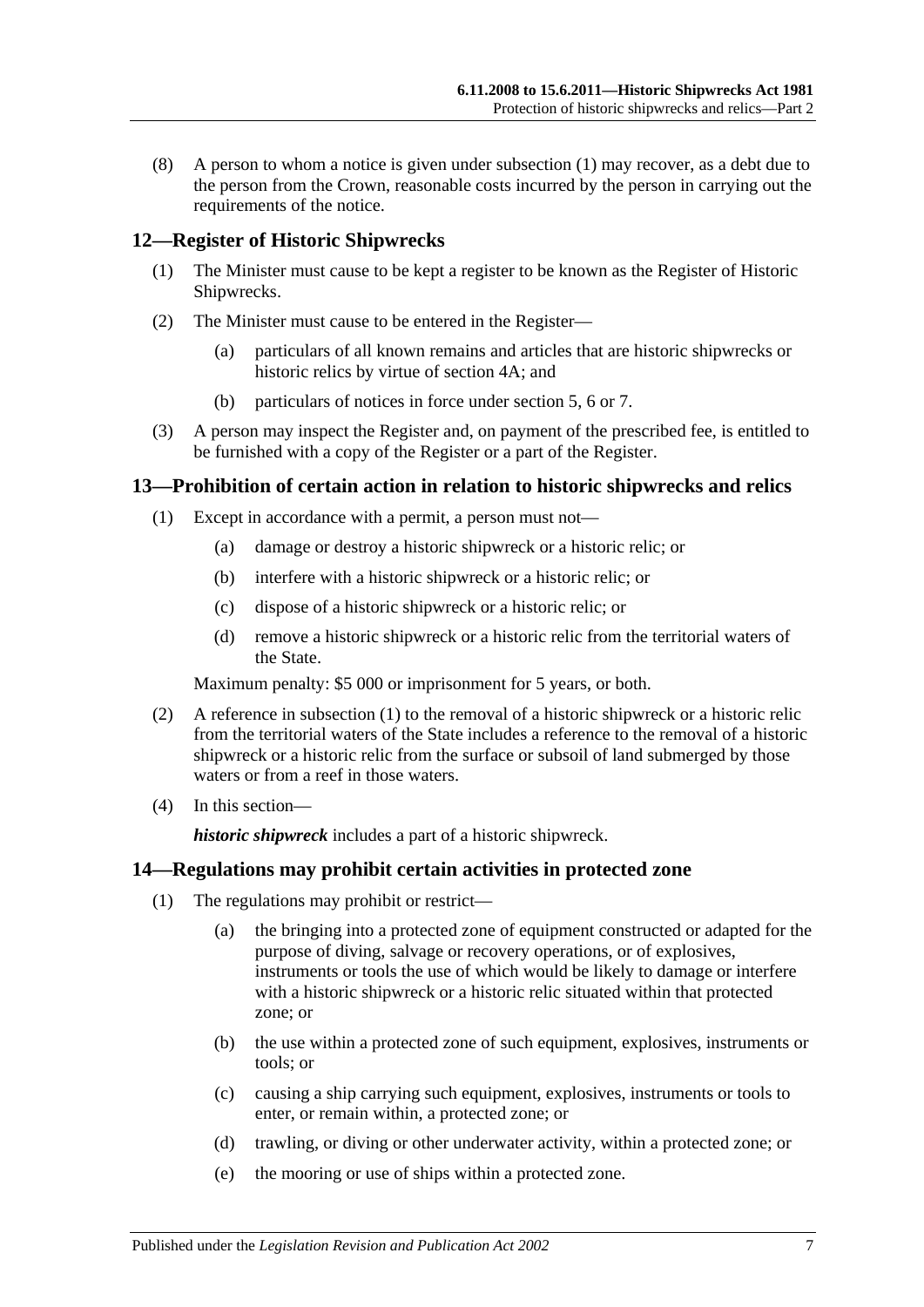(8) A person to whom a notice is given under subsection (1) may recover, as a debt due to the person from the Crown, reasonable costs incurred by the person in carrying out the requirements of the notice.

## 12—Register of Historic Shipwrecks

(1) The Minister must cause to be kept a register to be known as the Register of Historic Shipwrecks.

(2) The Minister must cause to be entered in the Register—

(a) particulars of all known remains and articles that are historic shipwrecks or historic relics by virtue of section 4A; and

(b) particulars of notices in force under section 5, 6 or 7.

(3) A person may inspect the Register and, on payment of the prescribed fee, is entitled to be furnished with a copy of the Register or a part of the Register.

## 13—Prohibition of certain action in relation to historic shipwrecks and relics

(1) Except in accordance with a permit, a person must not—

(a) damage or destroy a historic shipwreck or a historic relic; or

(b) interfere with a historic shipwreck or a historic relic; or

(c) dispose of a historic shipwreck or a historic relic; or

(d) remove a historic shipwreck or a historic relic from the territorial waters of the State.

Maximum penalty: $5 000 or imprisonment for 5 years, or both.

(2) A reference in subsection (1) to the removal of a historic shipwreck or a historic relic from the territorial waters of the State includes a reference to the removal of a historic shipwreck or a historic relic from the surface or subsoil of land submerged by those waters or from a reef in those waters.

(4) In this section—

***historic shipwreck*** includes a part of a historic shipwreck.

## 14—Regulations may prohibit certain activities in protected zone

(1) The regulations may prohibit or restrict—

(a) the bringing into a protected zone of equipment constructed or adapted for the purpose of diving, salvage or recovery operations, or of explosives, instruments or tools the use of which would be likely to damage or interfere with a historic shipwreck or a historic relic situated within that protected zone; or

(b) the use within a protected zone of such equipment, explosives, instruments or tools; or

(c) causing a ship carrying such equipment, explosives, instruments or tools to enter, or remain within, a protected zone; or

(d) trawling, or diving or other underwater activity, within a protected zone; or

(e) the mooring or use of ships within a protected zone.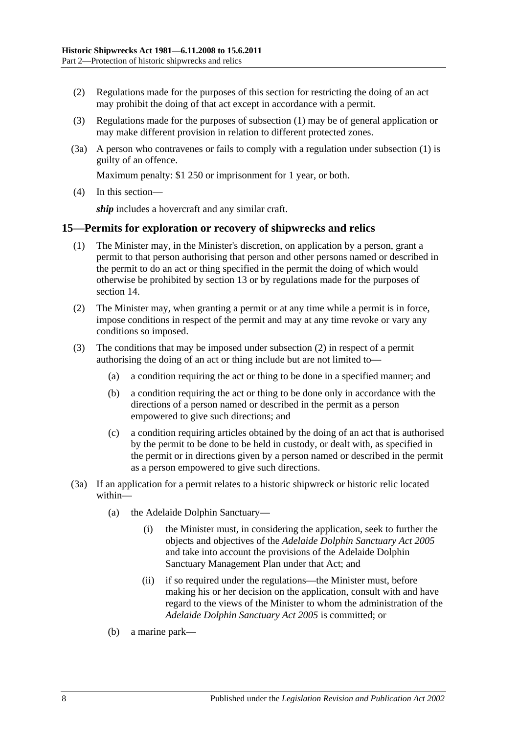(2) Regulations made for the purposes of this section for restricting the doing of an act may prohibit the doing of that act except in accordance with a permit.

(3) Regulations made for the purposes of subsection (1) may be of general application or may make different provision in relation to different protected zones.

(3a) A person who contravenes or fails to comply with a regulation under subsection (1) is guilty of an offence.

Maximum penalty: $1 250 or imprisonment for 1 year, or both.

(4) In this section—

***ship*** includes a hovercraft and any similar craft.

## 15—Permits for exploration or recovery of shipwrecks and relics

(1) The Minister may, in the Minister's discretion, on application by a person, grant a permit to that person authorising that person and other persons named or described in the permit to do an act or thing specified in the permit the doing of which would otherwise be prohibited by section 13 or by regulations made for the purposes of section 14.

(2) The Minister may, when granting a permit or at any time while a permit is in force, impose conditions in respect of the permit and may at any time revoke or vary any conditions so imposed.

(3) The conditions that may be imposed under subsection (2) in respect of a permit authorising the doing of an act or thing include but are not limited to—

- (a) a condition requiring the act or thing to be done in a specified manner; and
- (b) a condition requiring the act or thing to be done only in accordance with the directions of a person named or described in the permit as a person empowered to give such directions; and
- (c) a condition requiring articles obtained by the doing of an act that is authorised by the permit to be done to be held in custody, or dealt with, as specified in the permit or in directions given by a person named or described in the permit as a person empowered to give such directions.

(3a) If an application for a permit relates to a historic shipwreck or historic relic located within—

- (a) the Adelaide Dolphin Sanctuary—
  - (i) the Minister must, in considering the application, seek to further the objects and objectives of the *Adelaide Dolphin Sanctuary Act 2005* and take into account the provisions of the Adelaide Dolphin Sanctuary Management Plan under that Act; and
  - (ii) if so required under the regulations—the Minister must, before making his or her decision on the application, consult with and have regard to the views of the Minister to whom the administration of the *Adelaide Dolphin Sanctuary Act 2005* is committed; or
- (b) a marine park—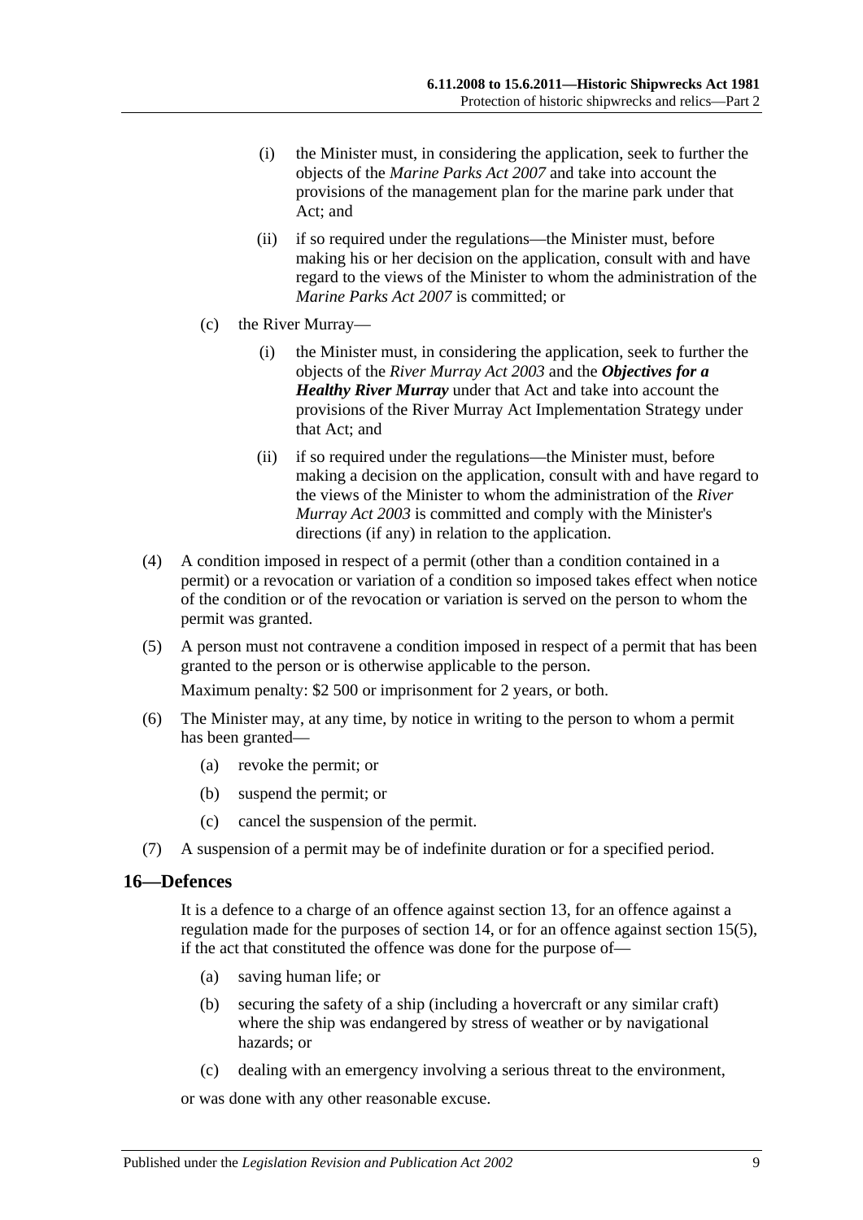(i) the Minister must, in considering the application, seek to further the objects of the *Marine Parks Act 2007* and take into account the provisions of the management plan for the marine park under that Act; and

(ii) if so required under the regulations—the Minister must, before making his or her decision on the application, consult with and have regard to the views of the Minister to whom the administration of the *Marine Parks Act 2007* is committed; or

(c) the River Murray—

(i) the Minister must, in considering the application, seek to further the objects of the *River Murray Act 2003* and the ***Objectives for a Healthy River Murray*** under that Act and take into account the provisions of the River Murray Act Implementation Strategy under that Act; and

(ii) if so required under the regulations—the Minister must, before making a decision on the application, consult with and have regard to the views of the Minister to whom the administration of the *River Murray Act 2003* is committed and comply with the Minister's directions (if any) in relation to the application.

(4) A condition imposed in respect of a permit (other than a condition contained in a permit) or a revocation or variation of a condition so imposed takes effect when notice of the condition or of the revocation or variation is served on the person to whom the permit was granted.

(5) A person must not contravene a condition imposed in respect of a permit that has been granted to the person or is otherwise applicable to the person.

Maximum penalty: $2 500 or imprisonment for 2 years, or both.

(6) The Minister may, at any time, by notice in writing to the person to whom a permit has been granted—

(a) revoke the permit; or

(b) suspend the permit; or

(c) cancel the suspension of the permit.

(7) A suspension of a permit may be of indefinite duration or for a specified period.

## 16—Defences

It is a defence to a charge of an offence against section 13, for an offence against a regulation made for the purposes of section 14, or for an offence against section 15(5), if the act that constituted the offence was done for the purpose of—

(a) saving human life; or

(b) securing the safety of a ship (including a hovercraft or any similar craft) where the ship was endangered by stress of weather or by navigational hazards; or

(c) dealing with an emergency involving a serious threat to the environment,

or was done with any other reasonable excuse.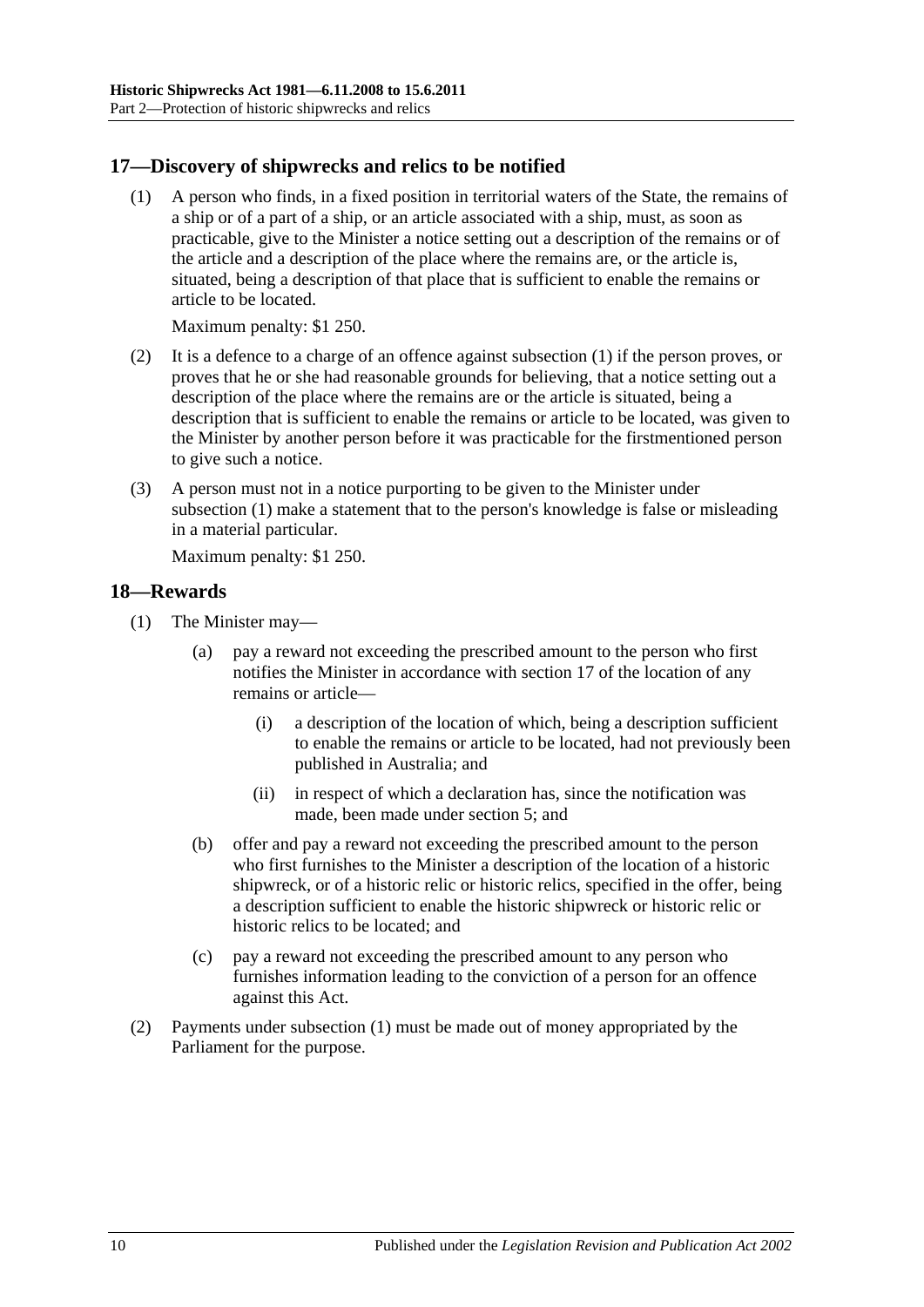## 17—Discovery of shipwrecks and relics to be notified

(1) A person who finds, in a fixed position in territorial waters of the State, the remains of a ship or of a part of a ship, or an article associated with a ship, must, as soon as practicable, give to the Minister a notice setting out a description of the remains or of the article and a description of the place where the remains are, or the article is, situated, being a description of that place that is sufficient to enable the remains or article to be located.

Maximum penalty: $1 250.

(2) It is a defence to a charge of an offence against subsection (1) if the person proves, or proves that he or she had reasonable grounds for believing, that a notice setting out a description of the place where the remains are or the article is situated, being a description that is sufficient to enable the remains or article to be located, was given to the Minister by another person before it was practicable for the firstmentioned person to give such a notice.

(3) A person must not in a notice purporting to be given to the Minister under subsection (1) make a statement that to the person's knowledge is false or misleading in a material particular.

Maximum penalty: $1 250.

## 18—Rewards

(1) The Minister may—

(a) pay a reward not exceeding the prescribed amount to the person who first notifies the Minister in accordance with section 17 of the location of any remains or article—

(i) a description of the location of which, being a description sufficient to enable the remains or article to be located, had not previously been published in Australia; and

(ii) in respect of which a declaration has, since the notification was made, been made under section 5; and

(b) offer and pay a reward not exceeding the prescribed amount to the person who first furnishes to the Minister a description of the location of a historic shipwreck, or of a historic relic or historic relics, specified in the offer, being a description sufficient to enable the historic shipwreck or historic relic or historic relics to be located; and

(c) pay a reward not exceeding the prescribed amount to any person who furnishes information leading to the conviction of a person for an offence against this Act.

(2) Payments under subsection (1) must be made out of money appropriated by the Parliament for the purpose.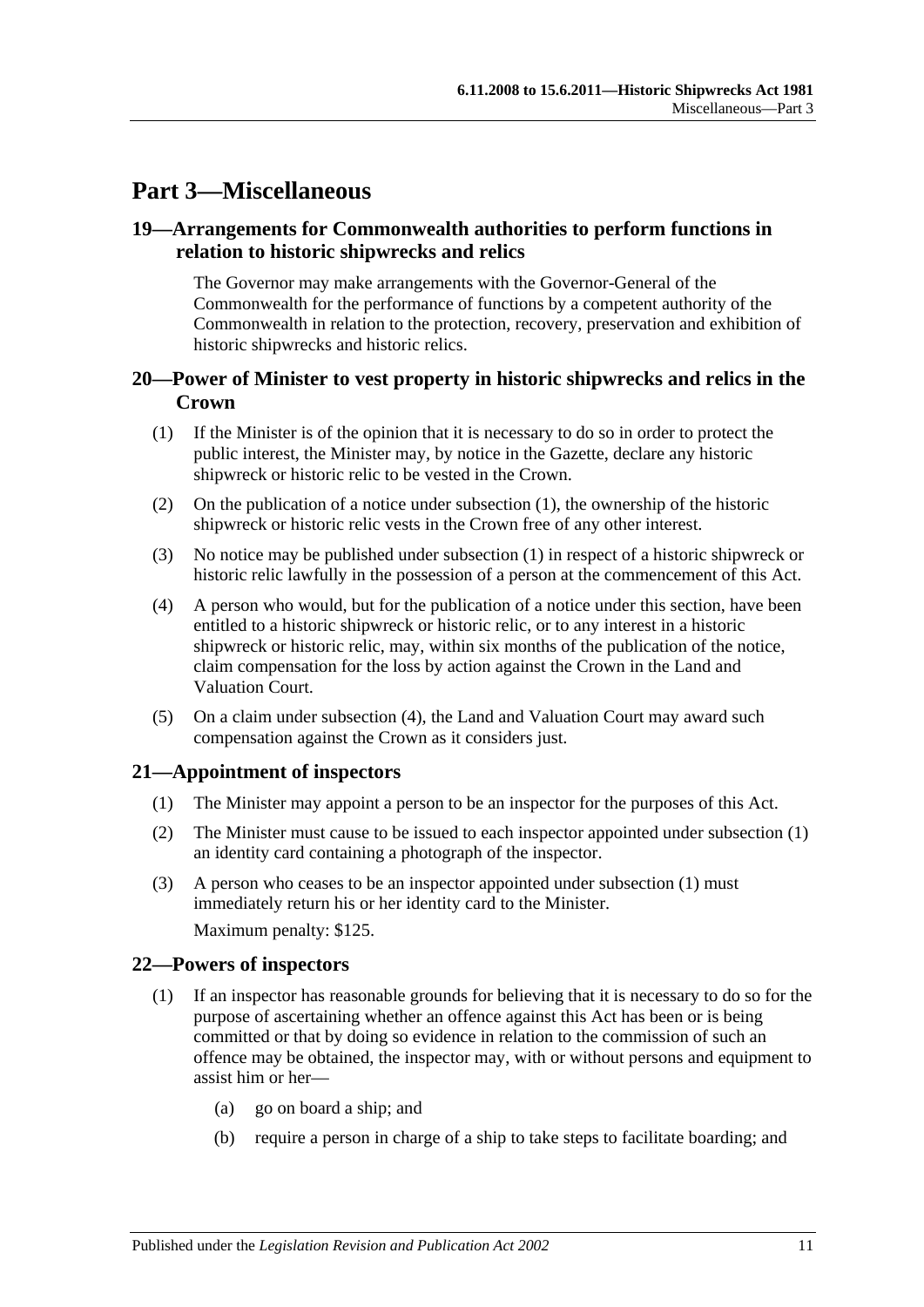# Part 3—Miscellaneous

## 19—Arrangements for Commonwealth authorities to perform functions in relation to historic shipwrecks and relics

The Governor may make arrangements with the Governor-General of the Commonwealth for the performance of functions by a competent authority of the Commonwealth in relation to the protection, recovery, preservation and exhibition of historic shipwrecks and historic relics.

## 20—Power of Minister to vest property in historic shipwrecks and relics in the Crown

(1) If the Minister is of the opinion that it is necessary to do so in order to protect the public interest, the Minister may, by notice in the Gazette, declare any historic shipwreck or historic relic to be vested in the Crown.

(2) On the publication of a notice under subsection (1), the ownership of the historic shipwreck or historic relic vests in the Crown free of any other interest.

(3) No notice may be published under subsection (1) in respect of a historic shipwreck or historic relic lawfully in the possession of a person at the commencement of this Act.

(4) A person who would, but for the publication of a notice under this section, have been entitled to a historic shipwreck or historic relic, or to any interest in a historic shipwreck or historic relic, may, within six months of the publication of the notice, claim compensation for the loss by action against the Crown in the Land and Valuation Court.

(5) On a claim under subsection (4), the Land and Valuation Court may award such compensation against the Crown as it considers just.

## 21—Appointment of inspectors

(1) The Minister may appoint a person to be an inspector for the purposes of this Act.

(2) The Minister must cause to be issued to each inspector appointed under subsection (1) an identity card containing a photograph of the inspector.

(3) A person who ceases to be an inspector appointed under subsection (1) must immediately return his or her identity card to the Minister.

Maximum penalty: $125.

## 22—Powers of inspectors

(1) If an inspector has reasonable grounds for believing that it is necessary to do so for the purpose of ascertaining whether an offence against this Act has been or is being committed or that by doing so evidence in relation to the commission of such an offence may be obtained, the inspector may, with or without persons and equipment to assist him or her—

- (a) go on board a ship; and
- (b) require a person in charge of a ship to take steps to facilitate boarding; and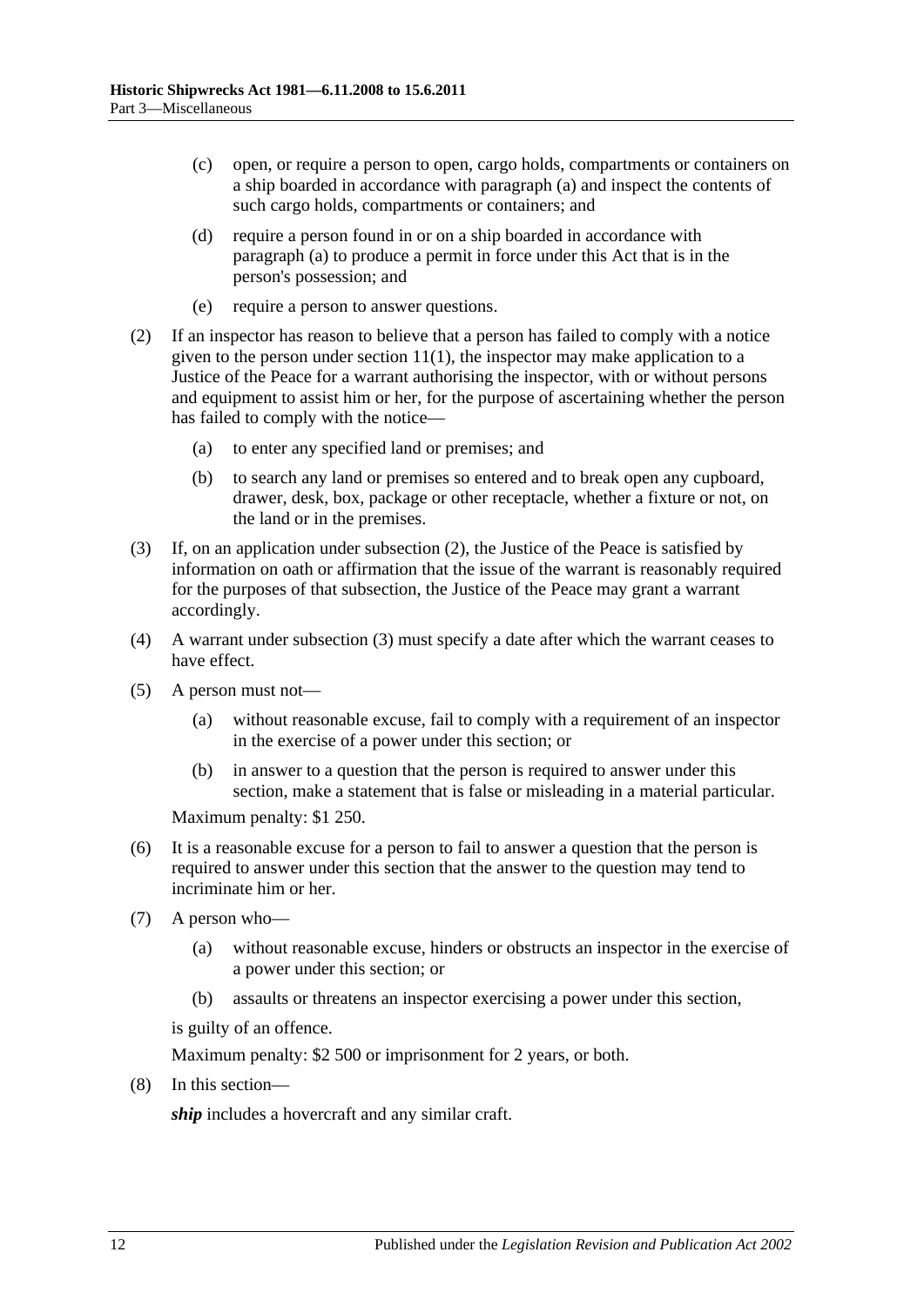(c) open, or require a person to open, cargo holds, compartments or containers on a ship boarded in accordance with paragraph (a) and inspect the contents of such cargo holds, compartments or containers; and

(d) require a person found in or on a ship boarded in accordance with paragraph (a) to produce a permit in force under this Act that is in the person's possession; and

(e) require a person to answer questions.

(2) If an inspector has reason to believe that a person has failed to comply with a notice given to the person under section 11(1), the inspector may make application to a Justice of the Peace for a warrant authorising the inspector, with or without persons and equipment to assist him or her, for the purpose of ascertaining whether the person has failed to comply with the notice—

(a) to enter any specified land or premises; and

(b) to search any land or premises so entered and to break open any cupboard, drawer, desk, box, package or other receptacle, whether a fixture or not, on the land or in the premises.

(3) If, on an application under subsection (2), the Justice of the Peace is satisfied by information on oath or affirmation that the issue of the warrant is reasonably required for the purposes of that subsection, the Justice of the Peace may grant a warrant accordingly.

(4) A warrant under subsection (3) must specify a date after which the warrant ceases to have effect.

(5) A person must not—

(a) without reasonable excuse, fail to comply with a requirement of an inspector in the exercise of a power under this section; or

(b) in answer to a question that the person is required to answer under this section, make a statement that is false or misleading in a material particular.

Maximum penalty: $1 250.

(6) It is a reasonable excuse for a person to fail to answer a question that the person is required to answer under this section that the answer to the question may tend to incriminate him or her.

(7) A person who—

(a) without reasonable excuse, hinders or obstructs an inspector in the exercise of a power under this section; or

(b) assaults or threatens an inspector exercising a power under this section,

is guilty of an offence.

Maximum penalty: $2 500 or imprisonment for 2 years, or both.

(8) In this section—

***ship*** includes a hovercraft and any similar craft.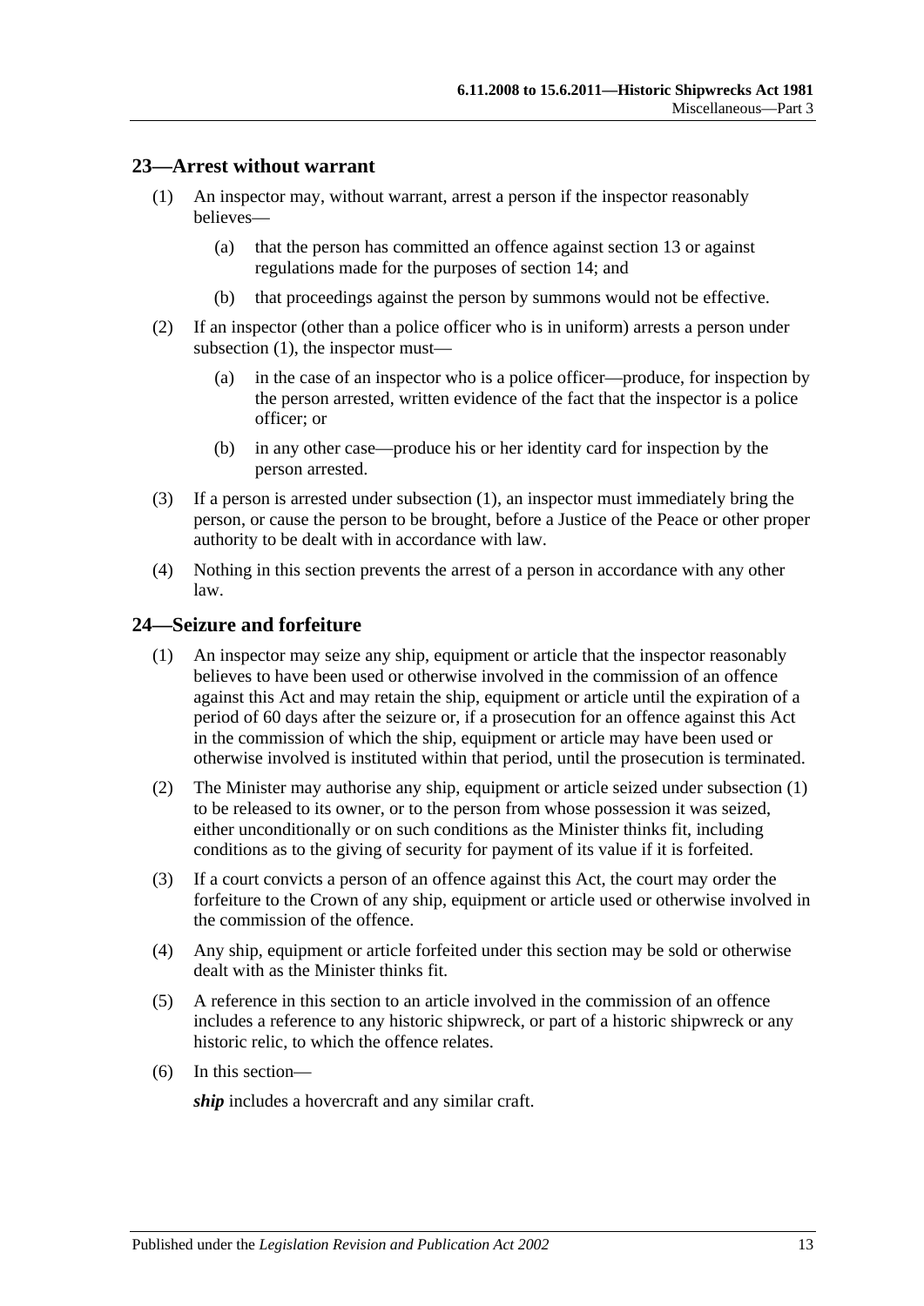## 23—Arrest without warrant

(1) An inspector may, without warrant, arrest a person if the inspector reasonably believes—

(a) that the person has committed an offence against section 13 or against regulations made for the purposes of section 14; and

(b) that proceedings against the person by summons would not be effective.

(2) If an inspector (other than a police officer who is in uniform) arrests a person under subsection (1), the inspector must—

(a) in the case of an inspector who is a police officer—produce, for inspection by the person arrested, written evidence of the fact that the inspector is a police officer; or

(b) in any other case—produce his or her identity card for inspection by the person arrested.

(3) If a person is arrested under subsection (1), an inspector must immediately bring the person, or cause the person to be brought, before a Justice of the Peace or other proper authority to be dealt with in accordance with law.

(4) Nothing in this section prevents the arrest of a person in accordance with any other law.

## 24—Seizure and forfeiture

(1) An inspector may seize any ship, equipment or article that the inspector reasonably believes to have been used or otherwise involved in the commission of an offence against this Act and may retain the ship, equipment or article until the expiration of a period of 60 days after the seizure or, if a prosecution for an offence against this Act in the commission of which the ship, equipment or article may have been used or otherwise involved is instituted within that period, until the prosecution is terminated.

(2) The Minister may authorise any ship, equipment or article seized under subsection (1) to be released to its owner, or to the person from whose possession it was seized, either unconditionally or on such conditions as the Minister thinks fit, including conditions as to the giving of security for payment of its value if it is forfeited.

(3) If a court convicts a person of an offence against this Act, the court may order the forfeiture to the Crown of any ship, equipment or article used or otherwise involved in the commission of the offence.

(4) Any ship, equipment or article forfeited under this section may be sold or otherwise dealt with as the Minister thinks fit.

(5) A reference in this section to an article involved in the commission of an offence includes a reference to any historic shipwreck, or part of a historic shipwreck or any historic relic, to which the offence relates.

(6) In this section—

***ship*** includes a hovercraft and any similar craft.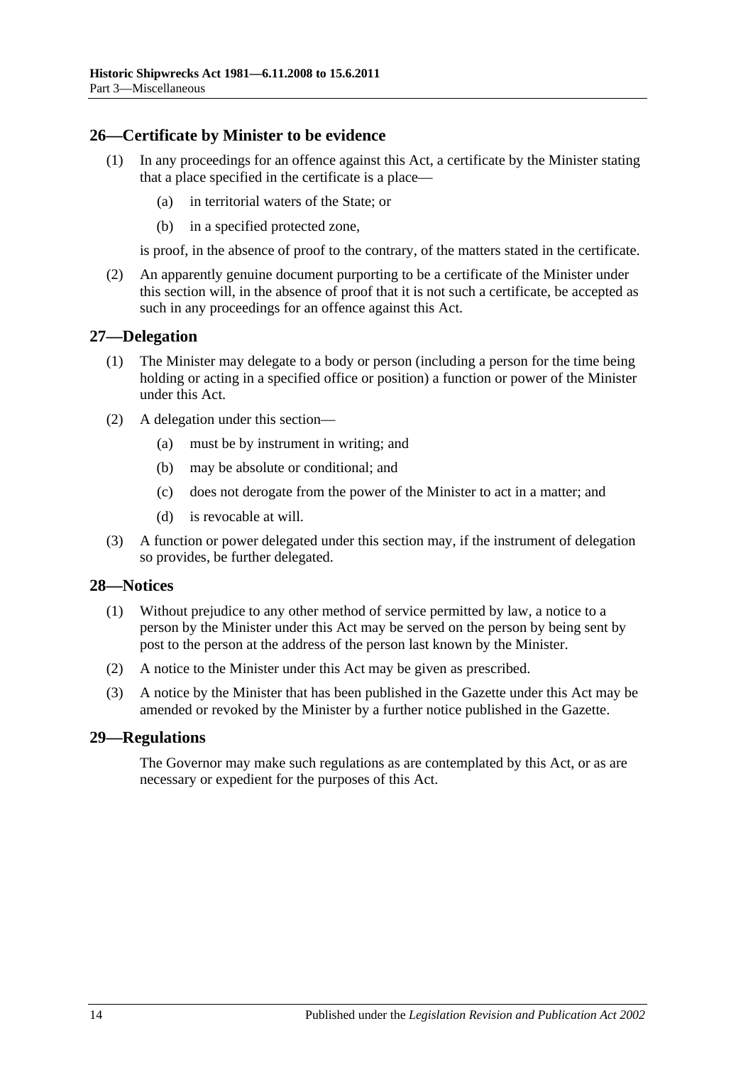## 26—Certificate by Minister to be evidence

(1) In any proceedings for an offence against this Act, a certificate by the Minister stating that a place specified in the certificate is a place—

(a) in territorial waters of the State; or

(b) in a specified protected zone,

is proof, in the absence of proof to the contrary, of the matters stated in the certificate.

(2) An apparently genuine document purporting to be a certificate of the Minister under this section will, in the absence of proof that it is not such a certificate, be accepted as such in any proceedings for an offence against this Act.

## 27—Delegation

(1) The Minister may delegate to a body or person (including a person for the time being holding or acting in a specified office or position) a function or power of the Minister under this Act.

(2) A delegation under this section—

(a) must be by instrument in writing; and

(b) may be absolute or conditional; and

(c) does not derogate from the power of the Minister to act in a matter; and

(d) is revocable at will.

(3) A function or power delegated under this section may, if the instrument of delegation so provides, be further delegated.

## 28—Notices

(1) Without prejudice to any other method of service permitted by law, a notice to a person by the Minister under this Act may be served on the person by being sent by post to the person at the address of the person last known by the Minister.

(2) A notice to the Minister under this Act may be given as prescribed.

(3) A notice by the Minister that has been published in the Gazette under this Act may be amended or revoked by the Minister by a further notice published in the Gazette.

## 29—Regulations

The Governor may make such regulations as are contemplated by this Act, or as are necessary or expedient for the purposes of this Act.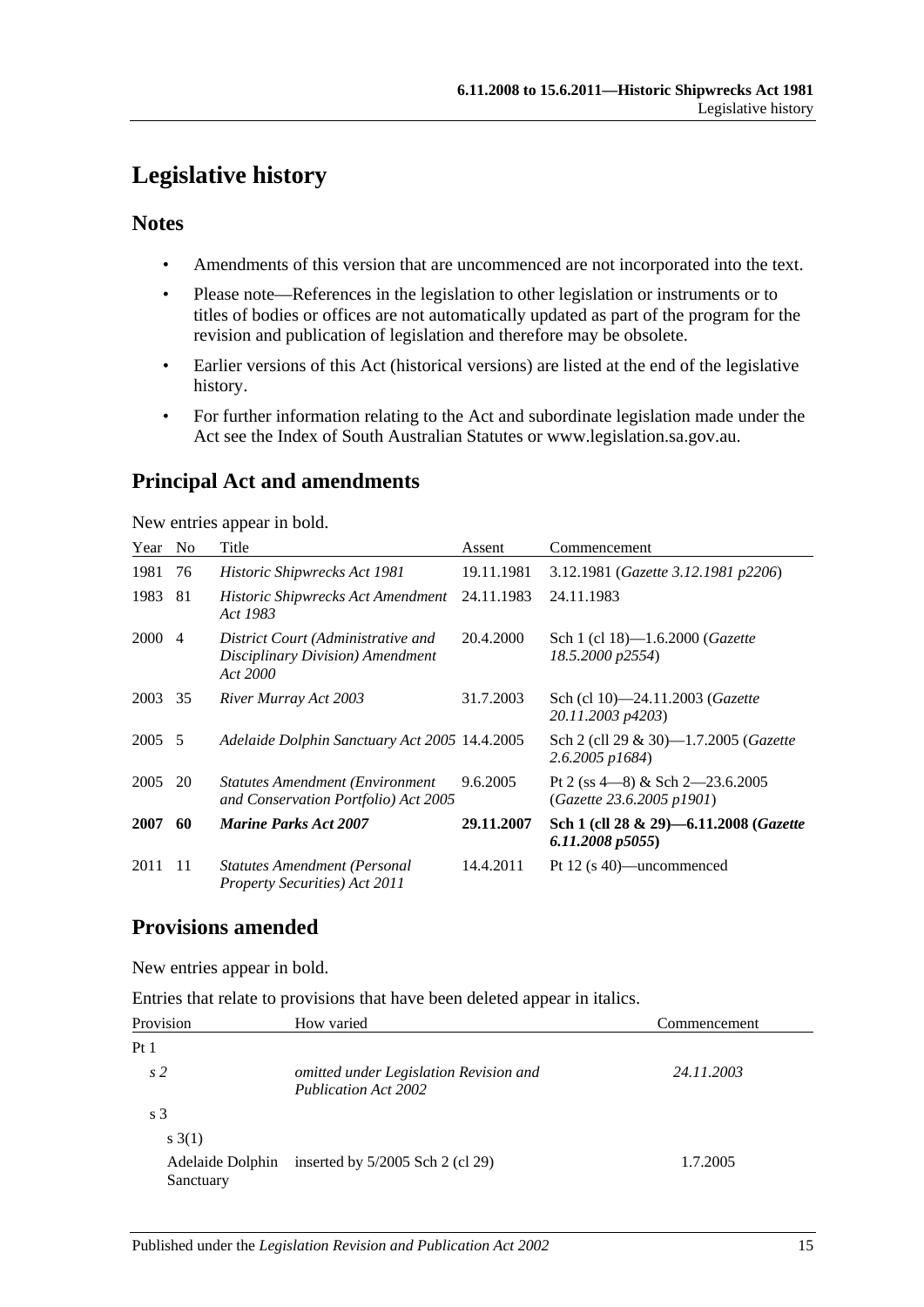# Legislative history

## Notes

- Amendments of this version that are uncommenced are not incorporated into the text.
- Please note—References in the legislation to other legislation or instruments or to titles of bodies or offices are not automatically updated as part of the program for the revision and publication of legislation and therefore may be obsolete.
- Earlier versions of this Act (historical versions) are listed at the end of the legislative history.
- For further information relating to the Act and subordinate legislation made under the Act see the Index of South Australian Statutes or www.legislation.sa.gov.au.

## Principal Act and amendments

New entries appear in bold.

| Year | No | Title | Assent | Commencement |
|---|---|---|---|---|
| 1981 | 76 | *Historic Shipwrecks Act 1981* | 19.11.1981 | 3.12.1981 (*Gazette 3.12.1981 p2206*) |
| 1983 | 81 | *Historic Shipwrecks Act Amendment Act 1983* | 24.11.1983 | 24.11.1983 |
| 2000 | 4 | *District Court (Administrative and Disciplinary Division) Amendment Act 2000* | 20.4.2000 | Sch 1 (cl 18)—1.6.2000 (*Gazette 18.5.2000 p2554*) |
| 2003 | 35 | *River Murray Act 2003* | 31.7.2003 | Sch (cl 10)—24.11.2003 (*Gazette 20.11.2003 p4203*) |
| 2005 | 5 | *Adelaide Dolphin Sanctuary Act 2005* | 14.4.2005 | Sch 2 (cll 29 & 30)—1.7.2005 (*Gazette 2.6.2005 p1684*) |
| 2005 | 20 | *Statutes Amendment (Environment and Conservation Portfolio) Act 2005* | 9.6.2005 | Pt 2 (ss 4—8) & Sch 2—23.6.2005 (*Gazette 23.6.2005 p1901*) |
| **2007** | **60** | ***Marine Parks Act 2007*** | **29.11.2007** | **Sch 1 (cll 28 & 29)—6.11.2008 (*Gazette 6.11.2008 p5055*)** |
| 2011 | 11 | *Statutes Amendment (Personal Property Securities) Act 2011* | 14.4.2011 | Pt 12 (s 40)—uncommenced |

## Provisions amended

New entries appear in bold.

Entries that relate to provisions that have been deleted appear in italics.

| Provision | How varied | Commencement |
|---|---|---|
| Pt 1 | | |
| *s 2* | *omitted under Legislation Revision and Publication Act 2002* | *24.11.2003* |
| s 3 | | |
| s 3(1) | | |
| Adelaide Dolphin Sanctuary | inserted by 5/2005 Sch 2 (cl 29) | 1.7.2005 |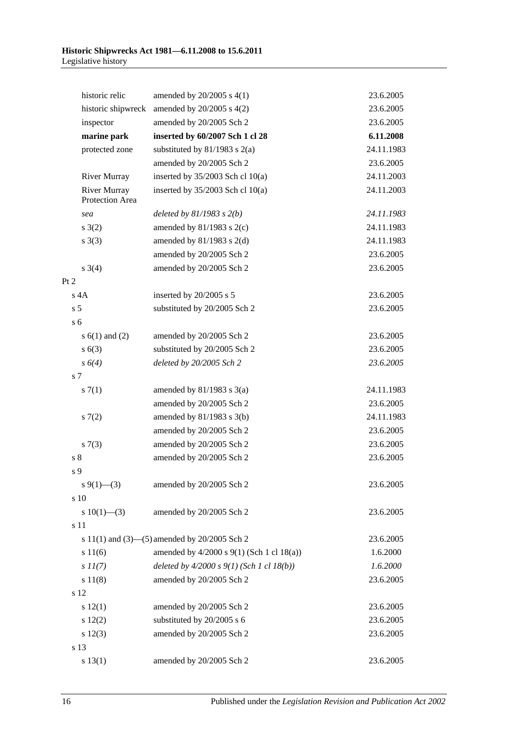| | | |
|---|---|---|
| historic relic | amended by 20/2005 s 4(1) | 23.6.2005 |
| historic shipwreck | amended by 20/2005 s 4(2) | 23.6.2005 |
| inspector | amended by 20/2005 Sch 2 | 23.6.2005 |
| **marine park** | **inserted by 60/2007 Sch 1 cl 28** | **6.11.2008** |
| protected zone | substituted by 81/1983 s 2(a) | 24.11.1983 |
| | amended by 20/2005 Sch 2 | 23.6.2005 |
| River Murray | inserted by 35/2003 Sch cl 10(a) | 24.11.2003 |
| River Murray Protection Area | inserted by 35/2003 Sch cl 10(a) | 24.11.2003 |
| *sea* | *deleted by 81/1983 s 2(b)* | *24.11.1983* |
| s 3(2) | amended by 81/1983 s 2(c) | 24.11.1983 |
| s 3(3) | amended by 81/1983 s 2(d) | 24.11.1983 |
| | amended by 20/2005 Sch 2 | 23.6.2005 |
| s 3(4) | amended by 20/2005 Sch 2 | 23.6.2005 |
| Pt 2 | | |
| s 4A | inserted by 20/2005 s 5 | 23.6.2005 |
| s 5 | substituted by 20/2005 Sch 2 | 23.6.2005 |
| s 6 | | |
| s 6(1) and (2) | amended by 20/2005 Sch 2 | 23.6.2005 |
| s 6(3) | substituted by 20/2005 Sch 2 | 23.6.2005 |
| *s 6(4)* | *deleted by 20/2005 Sch 2* | *23.6.2005* |
| s 7 | | |
| s 7(1) | amended by 81/1983 s 3(a) | 24.11.1983 |
| | amended by 20/2005 Sch 2 | 23.6.2005 |
| s 7(2) | amended by 81/1983 s 3(b) | 24.11.1983 |
| | amended by 20/2005 Sch 2 | 23.6.2005 |
| s 7(3) | amended by 20/2005 Sch 2 | 23.6.2005 |
| s 8 | amended by 20/2005 Sch 2 | 23.6.2005 |
| s 9 | | |
| s 9(1)—(3) | amended by 20/2005 Sch 2 | 23.6.2005 |
| s 10 | | |
| s 10(1)—(3) | amended by 20/2005 Sch 2 | 23.6.2005 |
| s 11 | | |
| s 11(1) and (3)—(5) | amended by 20/2005 Sch 2 | 23.6.2005 |
| s 11(6) | amended by 4/2000 s 9(1) (Sch 1 cl 18(a)) | 1.6.2000 |
| *s 11(7)* | *deleted by 4/2000 s 9(1) (Sch 1 cl 18(b))* | *1.6.2000* |
| s 11(8) | amended by 20/2005 Sch 2 | 23.6.2005 |
| s 12 | | |
| s 12(1) | amended by 20/2005 Sch 2 | 23.6.2005 |
| s 12(2) | substituted by 20/2005 s 6 | 23.6.2005 |
| s 12(3) | amended by 20/2005 Sch 2 | 23.6.2005 |
| s 13 | | |
| s 13(1) | amended by 20/2005 Sch 2 | 23.6.2005 |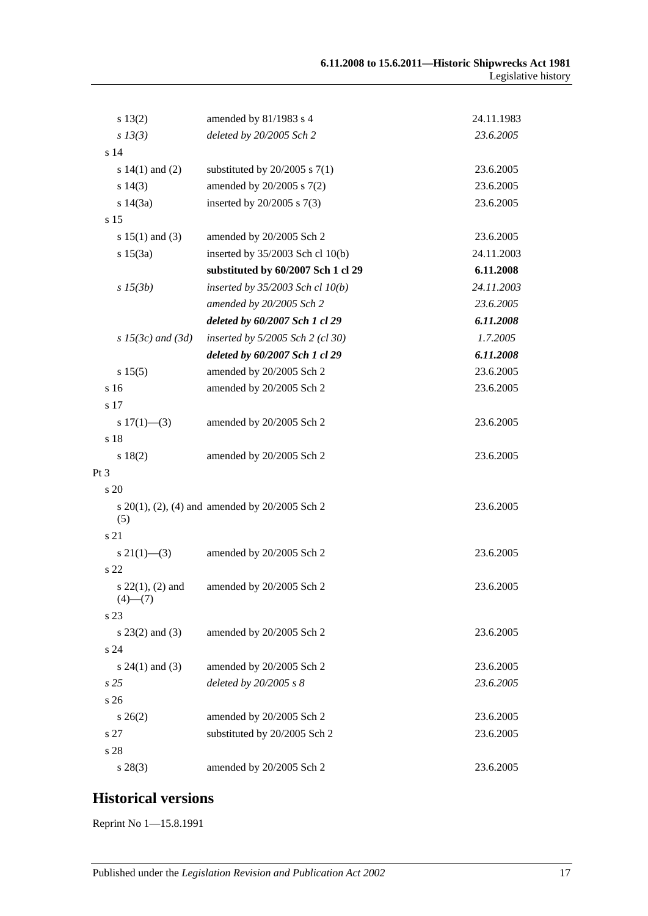| | | |
|---|---|---|
| s 13(2) | amended by 81/1983 s 4 | 24.11.1983 |
| *s 13(3)* | *deleted by 20/2005 Sch 2* | *23.6.2005* |
| s 14 | | |
| s 14(1) and (2) | substituted by 20/2005 s 7(1) | 23.6.2005 |
| s 14(3) | amended by 20/2005 s 7(2) | 23.6.2005 |
| s 14(3a) | inserted by 20/2005 s 7(3) | 23.6.2005 |
| s 15 | | |
| s 15(1) and (3) | amended by 20/2005 Sch 2 | 23.6.2005 |
| s 15(3a) | inserted by 35/2003 Sch cl 10(b) | 24.11.2003 |
| | **substituted by 60/2007 Sch 1 cl 29** | **6.11.2008** |
| *s 15(3b)* | *inserted by 35/2003 Sch cl 10(b)* | *24.11.2003* |
| | *amended by 20/2005 Sch 2* | *23.6.2005* |
| | ***deleted by 60/2007 Sch 1 cl 29*** | ***6.11.2008*** |
| *s 15(3c) and (3d)* | *inserted by 5/2005 Sch 2 (cl 30)* | *1.7.2005* |
| | ***deleted by 60/2007 Sch 1 cl 29*** | ***6.11.2008*** |
| s 15(5) | amended by 20/2005 Sch 2 | 23.6.2005 |
| s 16 | amended by 20/2005 Sch 2 | 23.6.2005 |
| s 17 | | |
| s 17(1)—(3) | amended by 20/2005 Sch 2 | 23.6.2005 |
| s 18 | | |
| s 18(2) | amended by 20/2005 Sch 2 | 23.6.2005 |
| Pt 3 | | |
| s 20 | | |
| s 20(1), (2), (4) and (5) | amended by 20/2005 Sch 2 | 23.6.2005 |
| s 21 | | |
| s 21(1)—(3) | amended by 20/2005 Sch 2 | 23.6.2005 |
| s 22 | | |
| s 22(1), (2) and (4)—(7) | amended by 20/2005 Sch 2 | 23.6.2005 |
| s 23 | | |
| s 23(2) and (3) | amended by 20/2005 Sch 2 | 23.6.2005 |
| s 24 | | |
| s 24(1) and (3) | amended by 20/2005 Sch 2 | 23.6.2005 |
| *s 25* | *deleted by 20/2005 s 8* | *23.6.2005* |
| s 26 | | |
| s 26(2) | amended by 20/2005 Sch 2 | 23.6.2005 |
| s 27 | substituted by 20/2005 Sch 2 | 23.6.2005 |
| s 28 | | |
| s 28(3) | amended by 20/2005 Sch 2 | 23.6.2005 |

## Historical versions

Reprint No 1—15.8.1991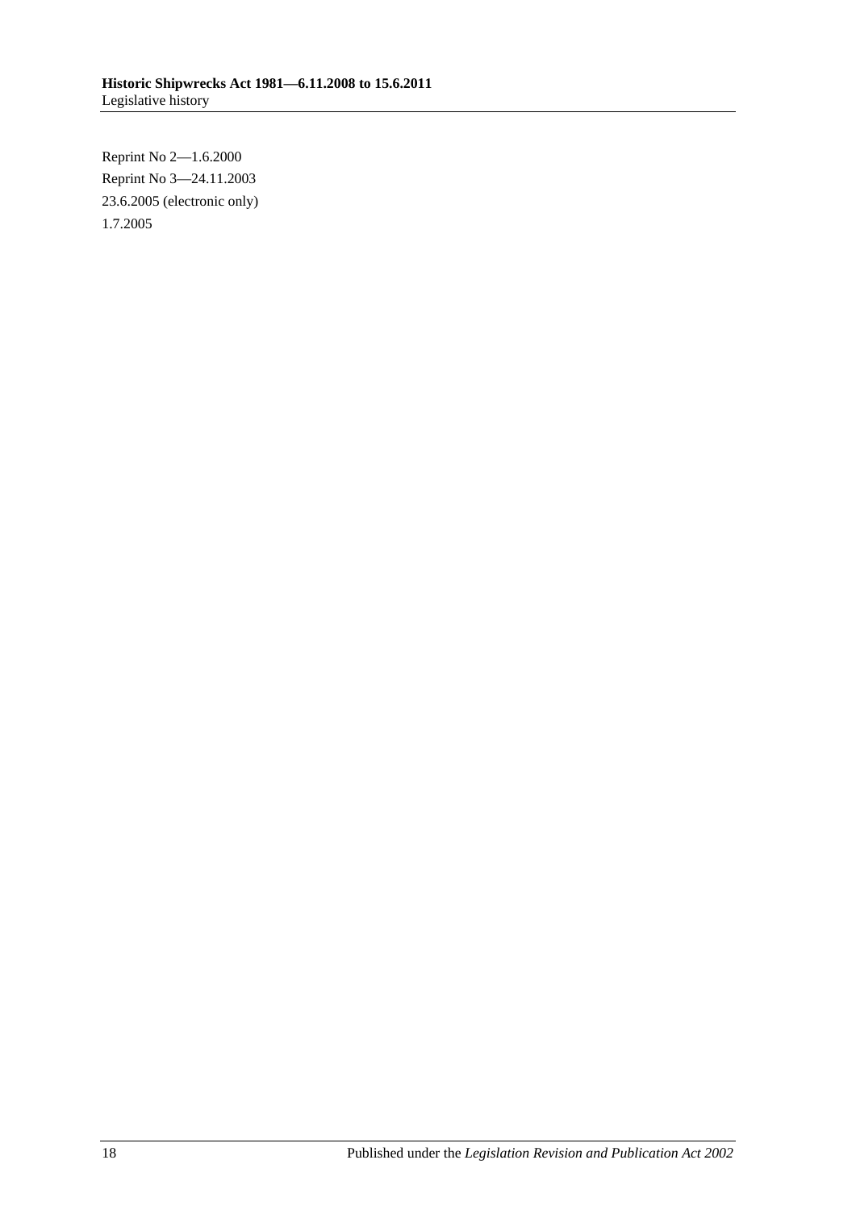Reprint No 2—1.6.2000

Reprint No 3—24.11.2003

23.6.2005 (electronic only)

1.7.2005